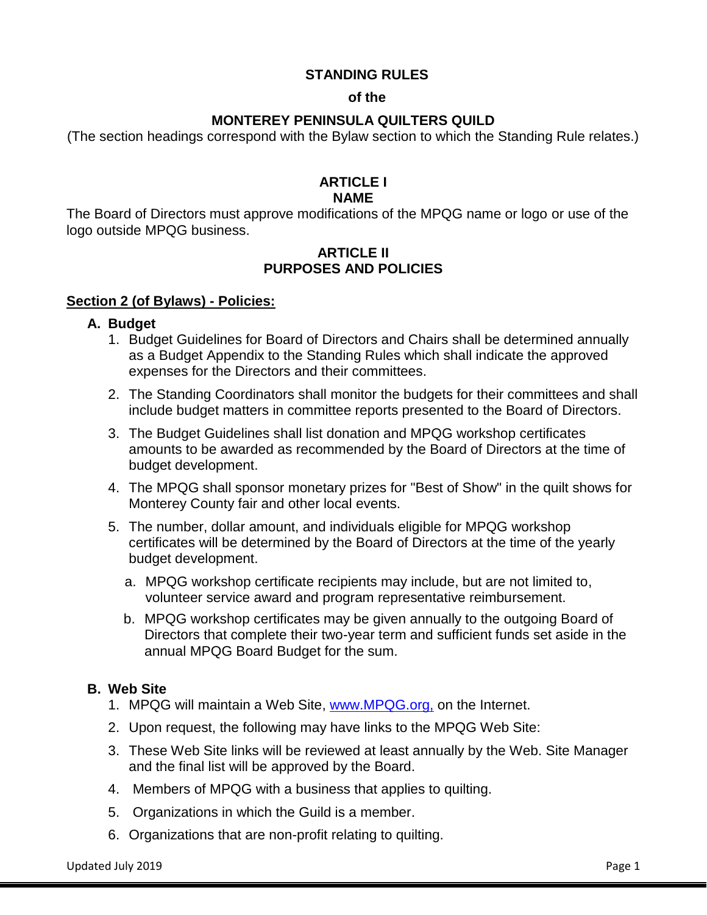# STANDING RULES

## of the

## MONTEREY PENINSULA QUILTERS QUILD

(The section headings correspond with the Bylaw section to which the Standing Rule relates.)

## ARTICLE I
## NAME

The Board of Directors must approve modifications of the MPQG name or logo or use of the logo outside MPQG business.

## ARTICLE II
## PURPOSES AND POLICIES

### Section 2 (of Bylaws) - Policies:

**A. Budget**

1. Budget Guidelines for Board of Directors and Chairs shall be determined annually as a Budget Appendix to the Standing Rules which shall indicate the approved expenses for the Directors and their committees.
2. The Standing Coordinators shall monitor the budgets for their committees and shall include budget matters in committee reports presented to the Board of Directors.
3. The Budget Guidelines shall list donation and MPQG workshop certificates amounts to be awarded as recommended by the Board of Directors at the time of budget development.
4. The MPQG shall sponsor monetary prizes for "Best of Show" in the quilt shows for Monterey County fair and other local events.
5. The number, dollar amount, and individuals eligible for MPQG workshop certificates will be determined by the Board of Directors at the time of the yearly budget development.
   a. MPQG workshop certificate recipients may include, but are not limited to, volunteer service award and program representative reimbursement.
   b. MPQG workshop certificates may be given annually to the outgoing Board of Directors that complete their two-year term and sufficient funds set aside in the annual MPQG Board Budget for the sum.

**B. Web Site**

1. MPQG will maintain a Web Site, www.MPQG.org, on the Internet.
2. Upon request, the following may have links to the MPQG Web Site:
3. These Web Site links will be reviewed at least annually by the Web. Site Manager and the final list will be approved by the Board.
4. Members of MPQG with a business that applies to quilting.
5. Organizations in which the Guild is a member.
6. Organizations that are non-profit relating to quilting.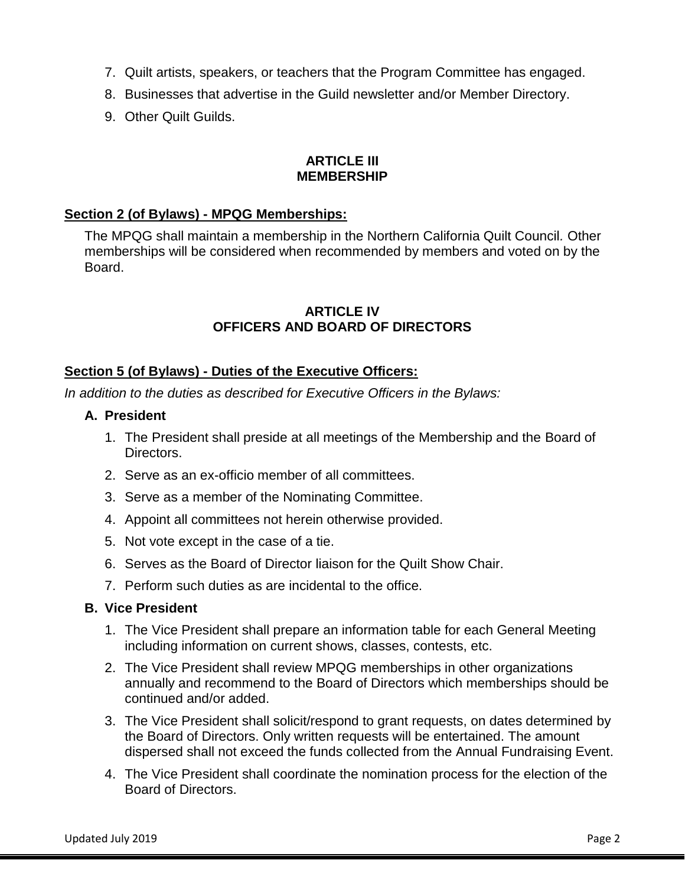7. Quilt artists, speakers, or teachers that the Program Committee has engaged.
8. Businesses that advertise in the Guild newsletter and/or Member Directory.
9. Other Quilt Guilds.

## ARTICLE III
## MEMBERSHIP

**Section 2 (of Bylaws) - MPQG Memberships:**

The MPQG shall maintain a membership in the Northern California Quilt Council. Other memberships will be considered when recommended by members and voted on by the Board.

## ARTICLE IV
## OFFICERS AND BOARD OF DIRECTORS

**Section 5 (of Bylaws) - Duties of the Executive Officers:**

*In addition to the duties as described for Executive Officers in the Bylaws:*

**A. President**

1. The President shall preside at all meetings of the Membership and the Board of Directors.
2. Serve as an ex-officio member of all committees.
3. Serve as a member of the Nominating Committee.
4. Appoint all committees not herein otherwise provided.
5. Not vote except in the case of a tie.
6. Serves as the Board of Director liaison for the Quilt Show Chair.
7. Perform such duties as are incidental to the office.

**B. Vice President**

1. The Vice President shall prepare an information table for each General Meeting including information on current shows, classes, contests, etc.
2. The Vice President shall review MPQG memberships in other organizations annually and recommend to the Board of Directors which memberships should be continued and/or added.
3. The Vice President shall solicit/respond to grant requests, on dates determined by the Board of Directors. Only written requests will be entertained. The amount dispersed shall not exceed the funds collected from the Annual Fundraising Event.
4. The Vice President shall coordinate the nomination process for the election of the Board of Directors.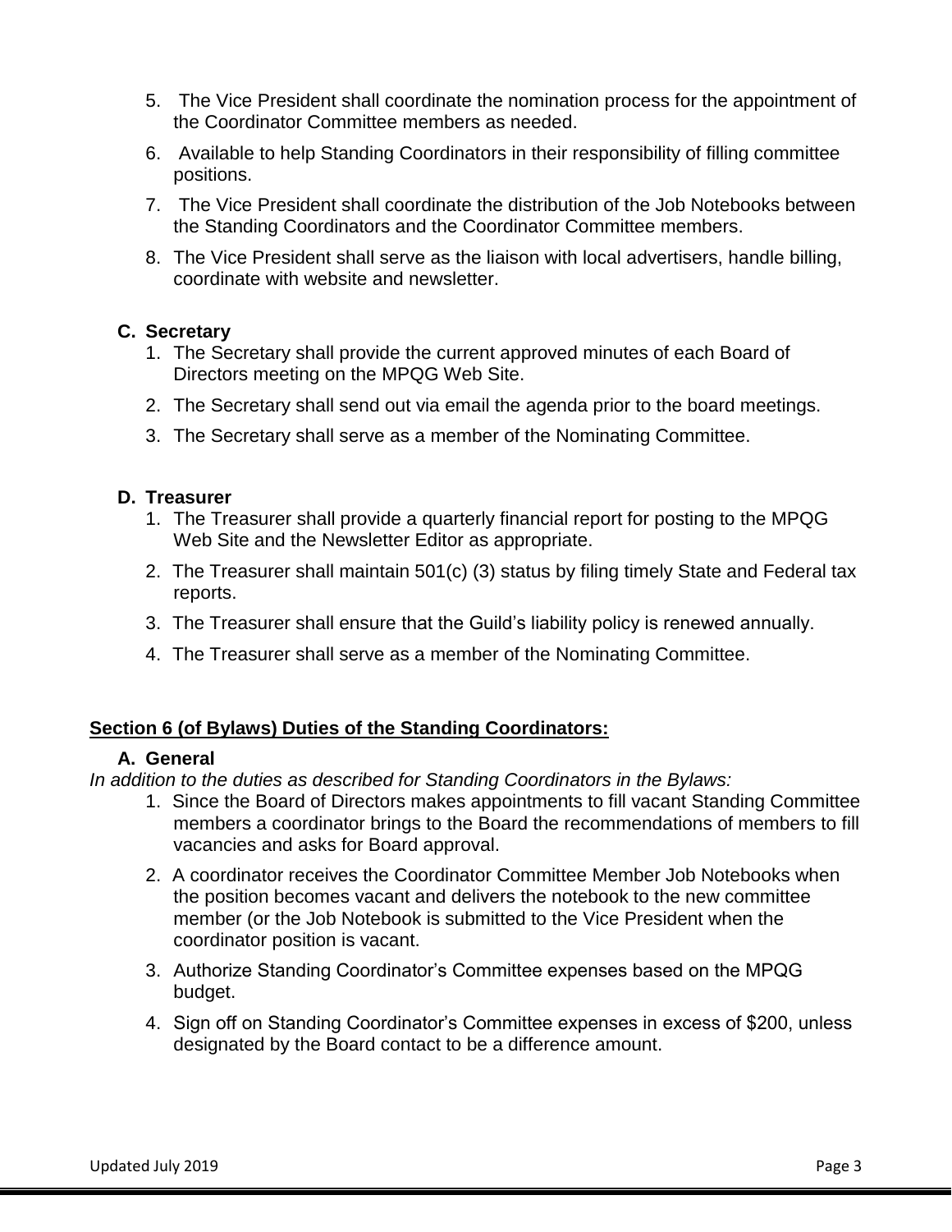5. The Vice President shall coordinate the nomination process for the appointment of the Coordinator Committee members as needed.
6. Available to help Standing Coordinators in their responsibility of filling committee positions.
7. The Vice President shall coordinate the distribution of the Job Notebooks between the Standing Coordinators and the Coordinator Committee members.
8. The Vice President shall serve as the liaison with local advertisers, handle billing, coordinate with website and newsletter.

**C. Secretary**

1. The Secretary shall provide the current approved minutes of each Board of Directors meeting on the MPQG Web Site.
2. The Secretary shall send out via email the agenda prior to the board meetings.
3. The Secretary shall serve as a member of the Nominating Committee.

**D. Treasurer**

1. The Treasurer shall provide a quarterly financial report for posting to the MPQG Web Site and the Newsletter Editor as appropriate.
2. The Treasurer shall maintain 501(c) (3) status by filing timely State and Federal tax reports.
3. The Treasurer shall ensure that the Guild's liability policy is renewed annually.
4. The Treasurer shall serve as a member of the Nominating Committee.

## Section 6 (of Bylaws) Duties of the Standing Coordinators:

**A. General**

*In addition to the duties as described for Standing Coordinators in the Bylaws:*

1. Since the Board of Directors makes appointments to fill vacant Standing Committee members a coordinator brings to the Board the recommendations of members to fill vacancies and asks for Board approval.
2. A coordinator receives the Coordinator Committee Member Job Notebooks when the position becomes vacant and delivers the notebook to the new committee member (or the Job Notebook is submitted to the Vice President when the coordinator position is vacant.
3. Authorize Standing Coordinator's Committee expenses based on the MPQG budget.
4. Sign off on Standing Coordinator's Committee expenses in excess of $200, unless designated by the Board contact to be a difference amount.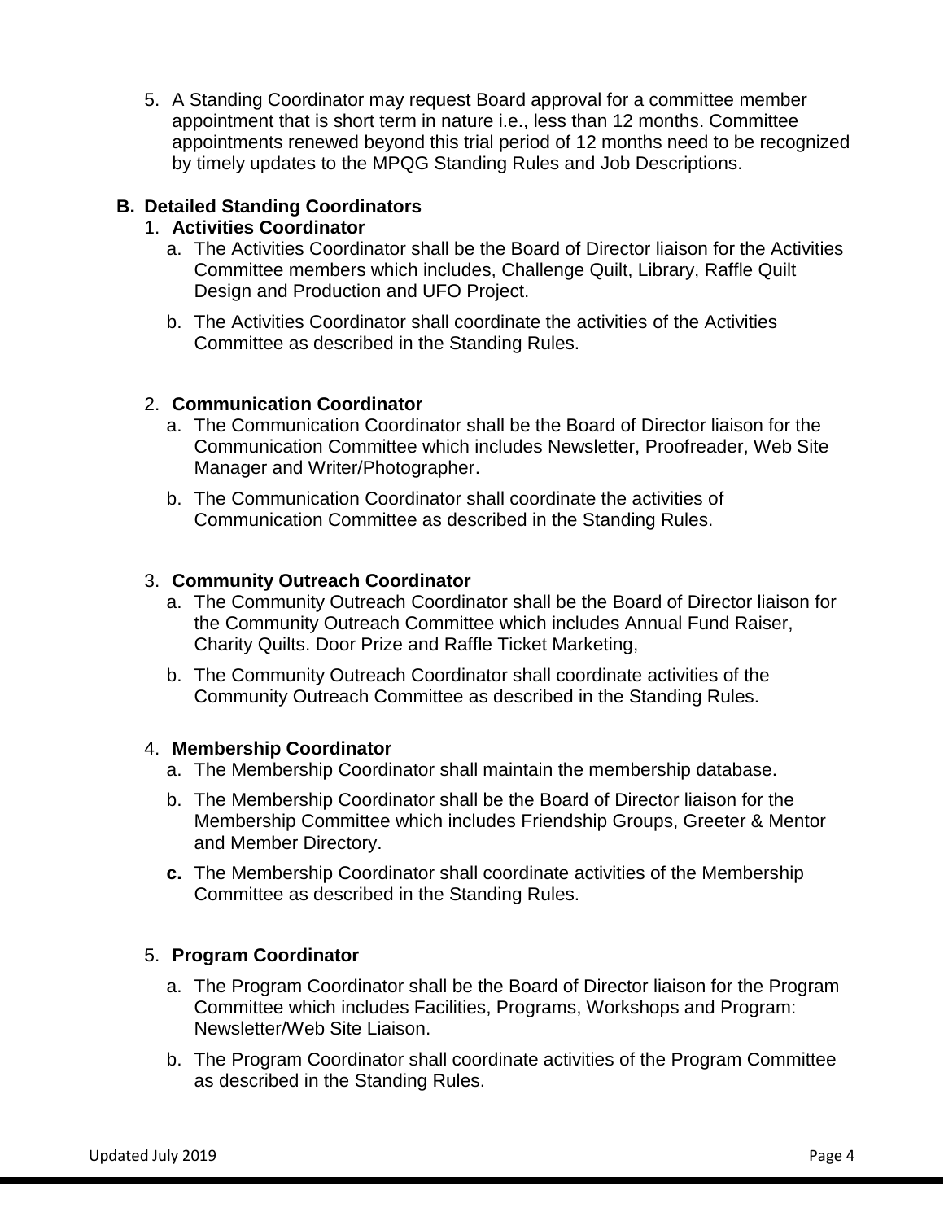5. A Standing Coordinator may request Board approval for a committee member appointment that is short term in nature i.e., less than 12 months. Committee appointments renewed beyond this trial period of 12 months need to be recognized by timely updates to the MPQG Standing Rules and Job Descriptions.

### B. Detailed Standing Coordinators

1. **Activities Coordinator**
   a. The Activities Coordinator shall be the Board of Director liaison for the Activities Committee members which includes, Challenge Quilt, Library, Raffle Quilt Design and Production and UFO Project.

   b. The Activities Coordinator shall coordinate the activities of the Activities Committee as described in the Standing Rules.

2. **Communication Coordinator**
   a. The Communication Coordinator shall be the Board of Director liaison for the Communication Committee which includes Newsletter, Proofreader, Web Site Manager and Writer/Photographer.

   b. The Communication Coordinator shall coordinate the activities of Communication Committee as described in the Standing Rules.

3. **Community Outreach Coordinator**
   a. The Community Outreach Coordinator shall be the Board of Director liaison for the Community Outreach Committee which includes Annual Fund Raiser, Charity Quilts. Door Prize and Raffle Ticket Marketing,

   b. The Community Outreach Coordinator shall coordinate activities of the Community Outreach Committee as described in the Standing Rules.

4. **Membership Coordinator**
   a. The Membership Coordinator shall maintain the membership database.

   b. The Membership Coordinator shall be the Board of Director liaison for the Membership Committee which includes Friendship Groups, Greeter & Mentor and Member Directory.

   **c.** The Membership Coordinator shall coordinate activities of the Membership Committee as described in the Standing Rules.

5. **Program Coordinator**

   a. The Program Coordinator shall be the Board of Director liaison for the Program Committee which includes Facilities, Programs, Workshops and Program: Newsletter/Web Site Liaison.

   b. The Program Coordinator shall coordinate activities of the Program Committee as described in the Standing Rules.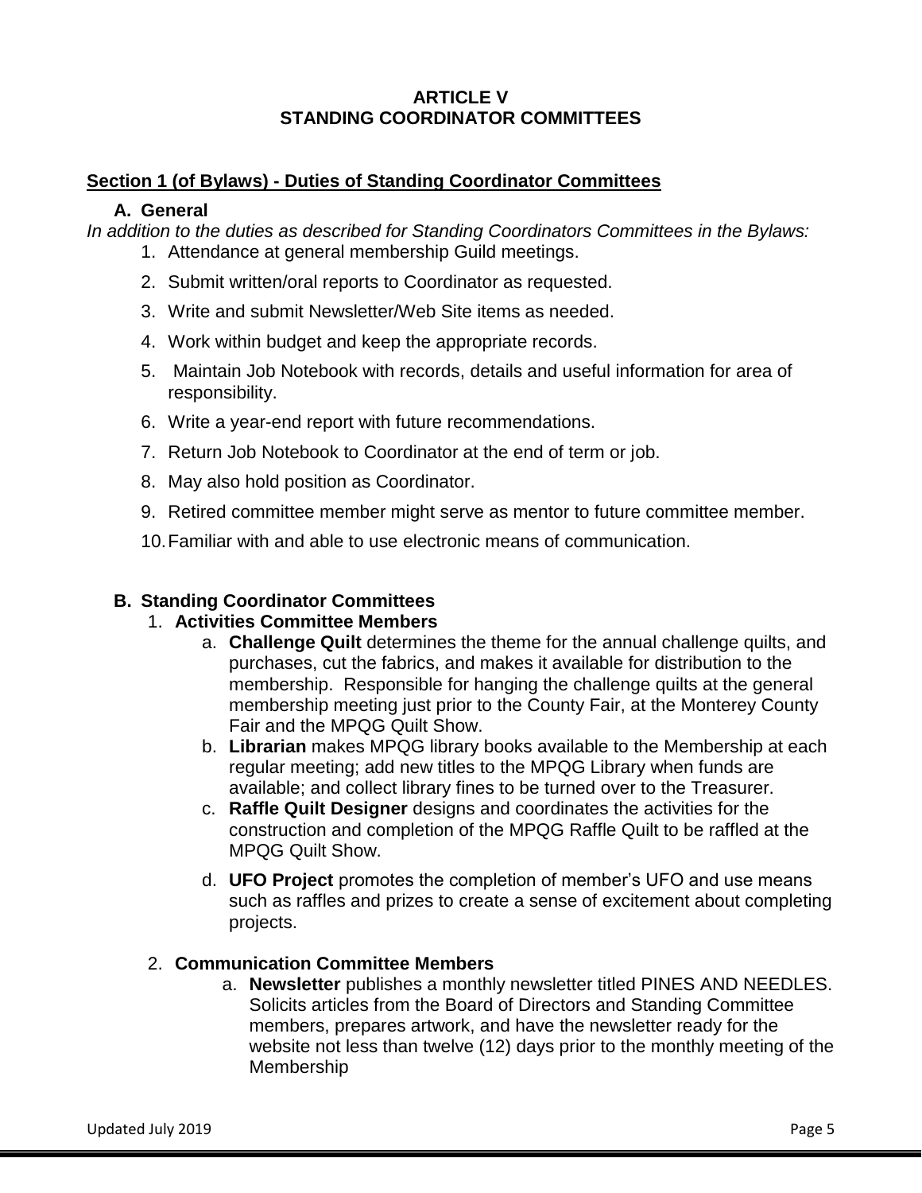# ARTICLE V
# STANDING COORDINATOR COMMITTEES

## Section 1 (of Bylaws) - Duties of Standing Coordinator Committees

### A. General

*In addition to the duties as described for Standing Coordinators Committees in the Bylaws:*

1. Attendance at general membership Guild meetings.
2. Submit written/oral reports to Coordinator as requested.
3. Write and submit Newsletter/Web Site items as needed.
4. Work within budget and keep the appropriate records.
5. Maintain Job Notebook with records, details and useful information for area of responsibility.
6. Write a year-end report with future recommendations.
7. Return Job Notebook to Coordinator at the end of term or job.
8. May also hold position as Coordinator.
9. Retired committee member might serve as mentor to future committee member.
10. Familiar with and able to use electronic means of communication.

### B. Standing Coordinator Committees

1. **Activities Committee Members**
   a. **Challenge Quilt** determines the theme for the annual challenge quilts, and purchases, cut the fabrics, and makes it available for distribution to the membership. Responsible for hanging the challenge quilts at the general membership meeting just prior to the County Fair, at the Monterey County Fair and the MPQG Quilt Show.
   b. **Librarian** makes MPQG library books available to the Membership at each regular meeting; add new titles to the MPQG Library when funds are available; and collect library fines to be turned over to the Treasurer.
   c. **Raffle Quilt Designer** designs and coordinates the activities for the construction and completion of the MPQG Raffle Quilt to be raffled at the MPQG Quilt Show.
   d. **UFO Project** promotes the completion of member's UFO and use means such as raffles and prizes to create a sense of excitement about completing projects.

2. **Communication Committee Members**
   a. **Newsletter** publishes a monthly newsletter titled PINES AND NEEDLES. Solicits articles from the Board of Directors and Standing Committee members, prepares artwork, and have the newsletter ready for the website not less than twelve (12) days prior to the monthly meeting of the Membership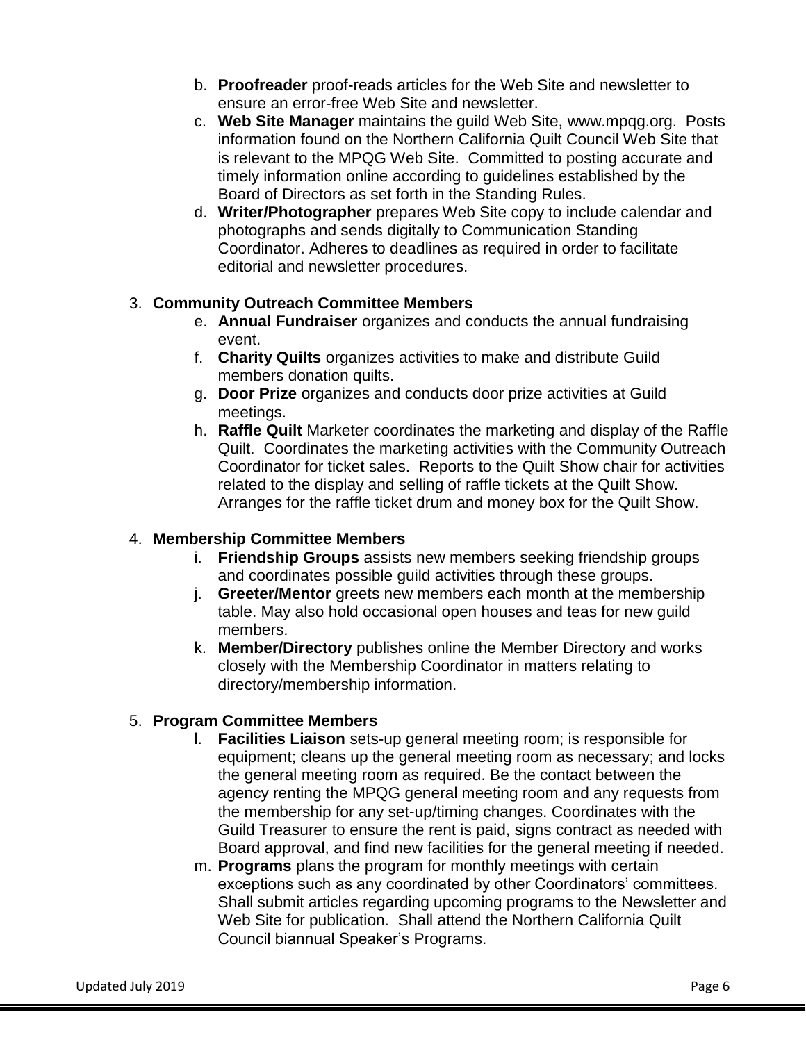b. **Proofreader** proof-reads articles for the Web Site and newsletter to ensure an error-free Web Site and newsletter.
c. **Web Site Manager** maintains the guild Web Site, www.mpqg.org. Posts information found on the Northern California Quilt Council Web Site that is relevant to the MPQG Web Site. Committed to posting accurate and timely information online according to guidelines established by the Board of Directors as set forth in the Standing Rules.
d. **Writer/Photographer** prepares Web Site copy to include calendar and photographs and sends digitally to Communication Standing Coordinator. Adheres to deadlines as required in order to facilitate editorial and newsletter procedures.

3. **Community Outreach Committee Members**
   e. **Annual Fundraiser** organizes and conducts the annual fundraising event.
   f. **Charity Quilts** organizes activities to make and distribute Guild members donation quilts.
   g. **Door Prize** organizes and conducts door prize activities at Guild meetings.
   h. **Raffle Quilt** Marketer coordinates the marketing and display of the Raffle Quilt. Coordinates the marketing activities with the Community Outreach Coordinator for ticket sales. Reports to the Quilt Show chair for activities related to the display and selling of raffle tickets at the Quilt Show. Arranges for the raffle ticket drum and money box for the Quilt Show.

4. **Membership Committee Members**
   i. **Friendship Groups** assists new members seeking friendship groups and coordinates possible guild activities through these groups.
   j. **Greeter/Mentor** greets new members each month at the membership table. May also hold occasional open houses and teas for new guild members.
   k. **Member/Directory** publishes online the Member Directory and works closely with the Membership Coordinator in matters relating to directory/membership information.

5. **Program Committee Members**
   l. **Facilities Liaison** sets-up general meeting room; is responsible for equipment; cleans up the general meeting room as necessary; and locks the general meeting room as required. Be the contact between the agency renting the MPQG general meeting room and any requests from the membership for any set-up/timing changes. Coordinates with the Guild Treasurer to ensure the rent is paid, signs contract as needed with Board approval, and find new facilities for the general meeting if needed.
   m. **Programs** plans the program for monthly meetings with certain exceptions such as any coordinated by other Coordinators' committees. Shall submit articles regarding upcoming programs to the Newsletter and Web Site for publication. Shall attend the Northern California Quilt Council biannual Speaker's Programs.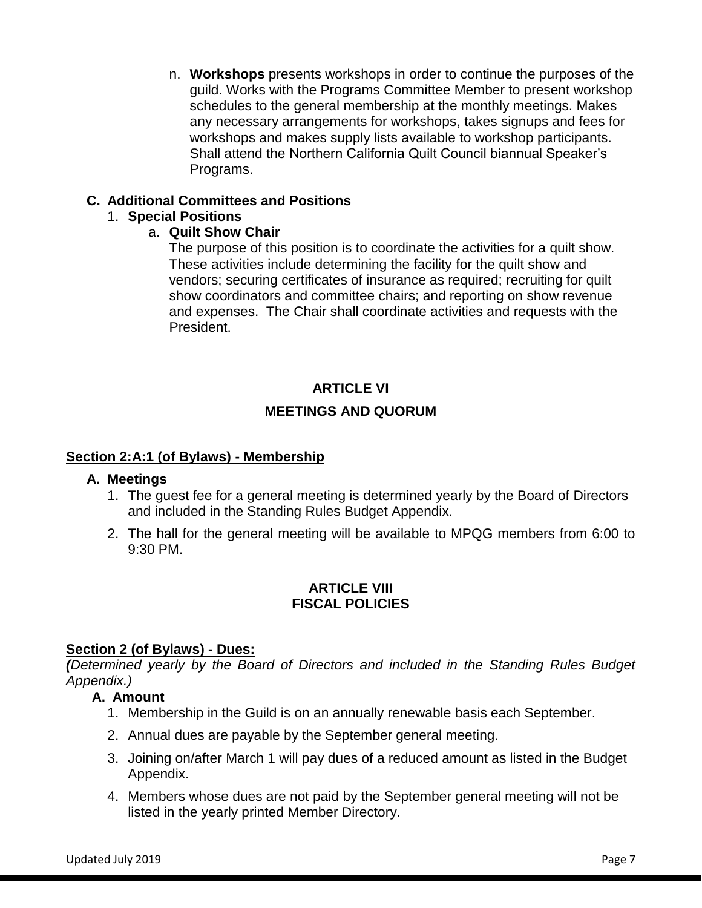n. **Workshops** presents workshops in order to continue the purposes of the guild. Works with the Programs Committee Member to present workshop schedules to the general membership at the monthly meetings. Makes any necessary arrangements for workshops, takes signups and fees for workshops and makes supply lists available to workshop participants. Shall attend the Northern California Quilt Council biannual Speaker's Programs.

**C. Additional Committees and Positions**

1. **Special Positions**

   a. **Quilt Show Chair**

   The purpose of this position is to coordinate the activities for a quilt show. These activities include determining the facility for the quilt show and vendors; securing certificates of insurance as required; recruiting for quilt show coordinators and committee chairs; and reporting on show revenue and expenses. The Chair shall coordinate activities and requests with the President.

## ARTICLE VI

## MEETINGS AND QUORUM

**<u>Section 2:A:1 (of Bylaws) - Membership</u>**

**A. Meetings**

1. The guest fee for a general meeting is determined yearly by the Board of Directors and included in the Standing Rules Budget Appendix.
2. The hall for the general meeting will be available to MPQG members from 6:00 to 9:30 PM.

## ARTICLE VIII
## FISCAL POLICIES

**<u>Section 2 (of Bylaws) - Dues:</u>**

***(****Determined yearly by the Board of Directors and included in the Standing Rules Budget Appendix.)*

**A. Amount**

1. Membership in the Guild is on an annually renewable basis each September.
2. Annual dues are payable by the September general meeting.
3. Joining on/after March 1 will pay dues of a reduced amount as listed in the Budget Appendix.
4. Members whose dues are not paid by the September general meeting will not be listed in the yearly printed Member Directory.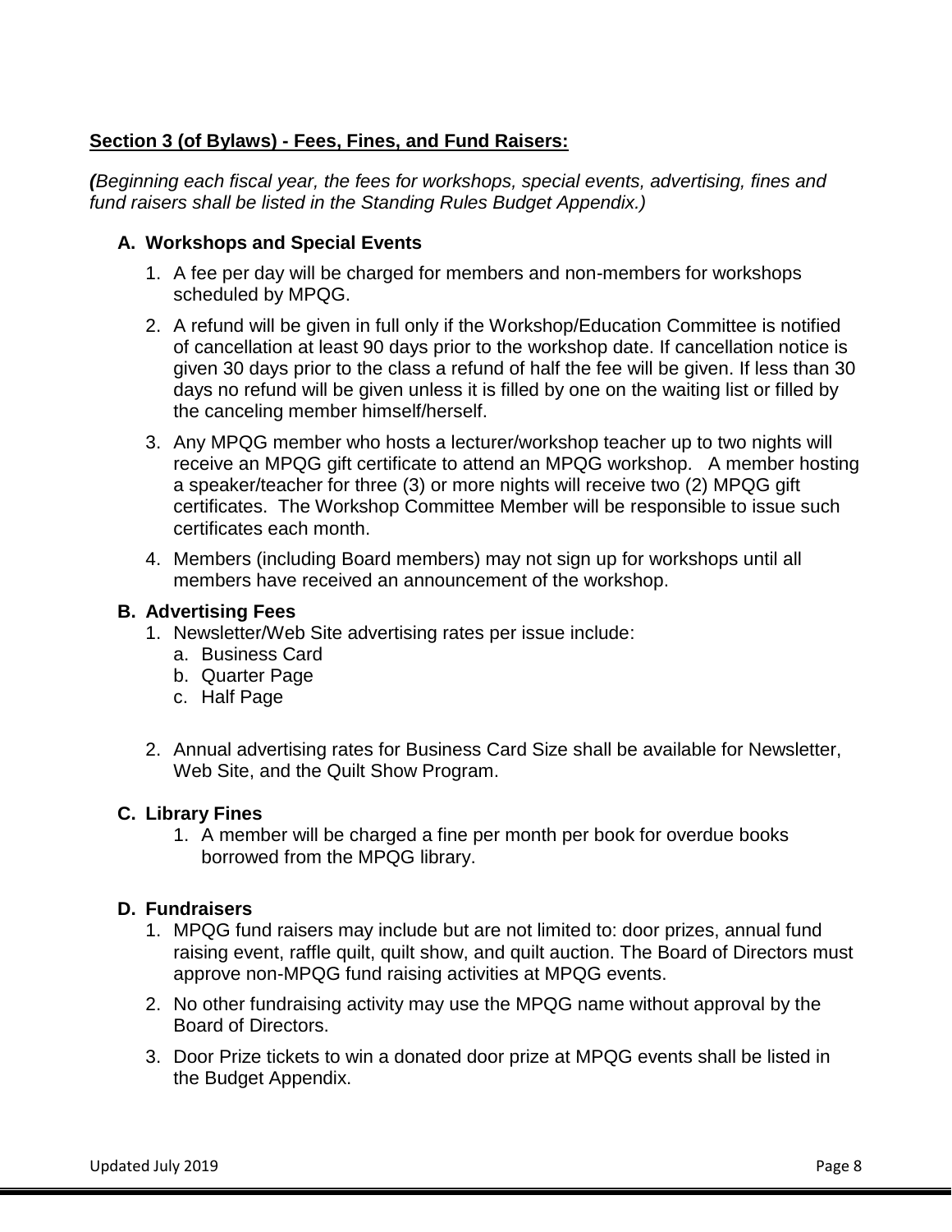**<u>Section 3 (of Bylaws) - Fees, Fines, and Fund Raisers:</u>**

***(****Beginning each fiscal year, the fees for workshops, special events, advertising, fines and fund raisers shall be listed in the Standing Rules Budget Appendix.)*

**A. Workshops and Special Events**

1. A fee per day will be charged for members and non-members for workshops scheduled by MPQG.
2. A refund will be given in full only if the Workshop/Education Committee is notified of cancellation at least 90 days prior to the workshop date. If cancellation notice is given 30 days prior to the class a refund of half the fee will be given. If less than 30 days no refund will be given unless it is filled by one on the waiting list or filled by the canceling member himself/herself.
3. Any MPQG member who hosts a lecturer/workshop teacher up to two nights will receive an MPQG gift certificate to attend an MPQG workshop. A member hosting a speaker/teacher for three (3) or more nights will receive two (2) MPQG gift certificates. The Workshop Committee Member will be responsible to issue such certificates each month.
4. Members (including Board members) may not sign up for workshops until all members have received an announcement of the workshop.

**B. Advertising Fees**

1. Newsletter/Web Site advertising rates per issue include:
   a. Business Card
   b. Quarter Page
   c. Half Page
2. Annual advertising rates for Business Card Size shall be available for Newsletter, Web Site, and the Quilt Show Program.

**C. Library Fines**

1. A member will be charged a fine per month per book for overdue books borrowed from the MPQG library.

**D. Fundraisers**

1. MPQG fund raisers may include but are not limited to: door prizes, annual fund raising event, raffle quilt, quilt show, and quilt auction. The Board of Directors must approve non-MPQG fund raising activities at MPQG events.
2. No other fundraising activity may use the MPQG name without approval by the Board of Directors.
3. Door Prize tickets to win a donated door prize at MPQG events shall be listed in the Budget Appendix.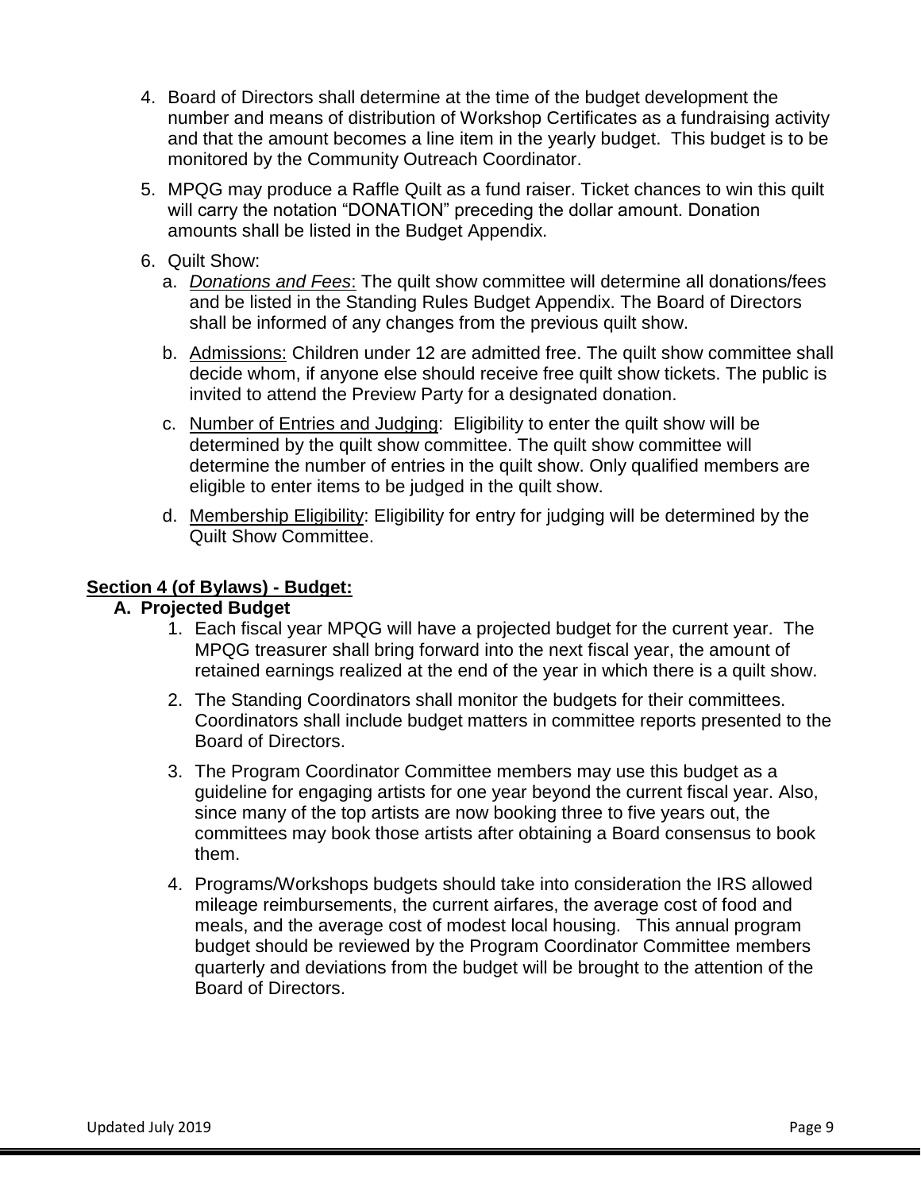4. Board of Directors shall determine at the time of the budget development the number and means of distribution of Workshop Certificates as a fundraising activity and that the amount becomes a line item in the yearly budget. This budget is to be monitored by the Community Outreach Coordinator.

5. MPQG may produce a Raffle Quilt as a fund raiser. Ticket chances to win this quilt will carry the notation "DONATION" preceding the dollar amount. Donation amounts shall be listed in the Budget Appendix.

6. Quilt Show:
   a. ***Donations and Fees***: The quilt show committee will determine all donations/fees and be listed in the Standing Rules Budget Appendix. The Board of Directors shall be informed of any changes from the previous quilt show.
   b. Admissions: Children under 12 are admitted free. The quilt show committee shall decide whom, if anyone else should receive free quilt show tickets. The public is invited to attend the Preview Party for a designated donation.
   c. Number of Entries and Judging: Eligibility to enter the quilt show will be determined by the quilt show committee. The quilt show committee will determine the number of entries in the quilt show. Only qualified members are eligible to enter items to be judged in the quilt show.
   d. Membership Eligibility: Eligibility for entry for judging will be determined by the Quilt Show Committee.

## Section 4 (of Bylaws) - Budget:

### A. Projected Budget

1. Each fiscal year MPQG will have a projected budget for the current year. The MPQG treasurer shall bring forward into the next fiscal year, the amount of retained earnings realized at the end of the year in which there is a quilt show.
2. The Standing Coordinators shall monitor the budgets for their committees. Coordinators shall include budget matters in committee reports presented to the Board of Directors.
3. The Program Coordinator Committee members may use this budget as a guideline for engaging artists for one year beyond the current fiscal year. Also, since many of the top artists are now booking three to five years out, the committees may book those artists after obtaining a Board consensus to book them.
4. Programs/Workshops budgets should take into consideration the IRS allowed mileage reimbursements, the current airfares, the average cost of food and meals, and the average cost of modest local housing. This annual program budget should be reviewed by the Program Coordinator Committee members quarterly and deviations from the budget will be brought to the attention of the Board of Directors.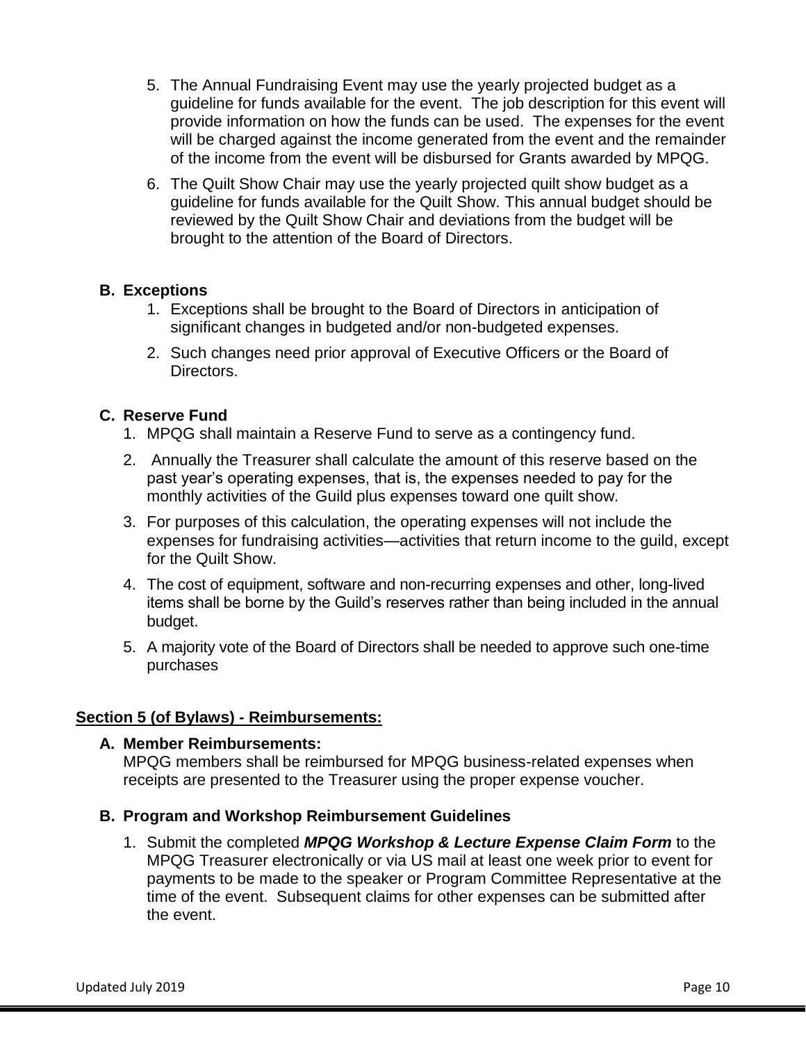5. The Annual Fundraising Event may use the yearly projected budget as a guideline for funds available for the event. The job description for this event will provide information on how the funds can be used. The expenses for the event will be charged against the income generated from the event and the remainder of the income from the event will be disbursed for Grants awarded by MPQG.
6. The Quilt Show Chair may use the yearly projected quilt show budget as a guideline for funds available for the Quilt Show. This annual budget should be reviewed by the Quilt Show Chair and deviations from the budget will be brought to the attention of the Board of Directors.

**B. Exceptions**

1. Exceptions shall be brought to the Board of Directors in anticipation of significant changes in budgeted and/or non-budgeted expenses.
2. Such changes need prior approval of Executive Officers or the Board of Directors.

**C. Reserve Fund**

1. MPQG shall maintain a Reserve Fund to serve as a contingency fund.
2. Annually the Treasurer shall calculate the amount of this reserve based on the past year's operating expenses, that is, the expenses needed to pay for the monthly activities of the Guild plus expenses toward one quilt show.
3. For purposes of this calculation, the operating expenses will not include the expenses for fundraising activities—activities that return income to the guild, except for the Quilt Show.
4. The cost of equipment, software and non-recurring expenses and other, long-lived items shall be borne by the Guild's reserves rather than being included in the annual budget.
5. A majority vote of the Board of Directors shall be needed to approve such one-time purchases

## Section 5 (of Bylaws) - Reimbursements:

**A. Member Reimbursements:**

MPQG members shall be reimbursed for MPQG business-related expenses when receipts are presented to the Treasurer using the proper expense voucher.

**B. Program and Workshop Reimbursement Guidelines**

1. Submit the completed ***MPQG Workshop & Lecture Expense Claim Form*** to the MPQG Treasurer electronically or via US mail at least one week prior to event for payments to be made to the speaker or Program Committee Representative at the time of the event. Subsequent claims for other expenses can be submitted after the event.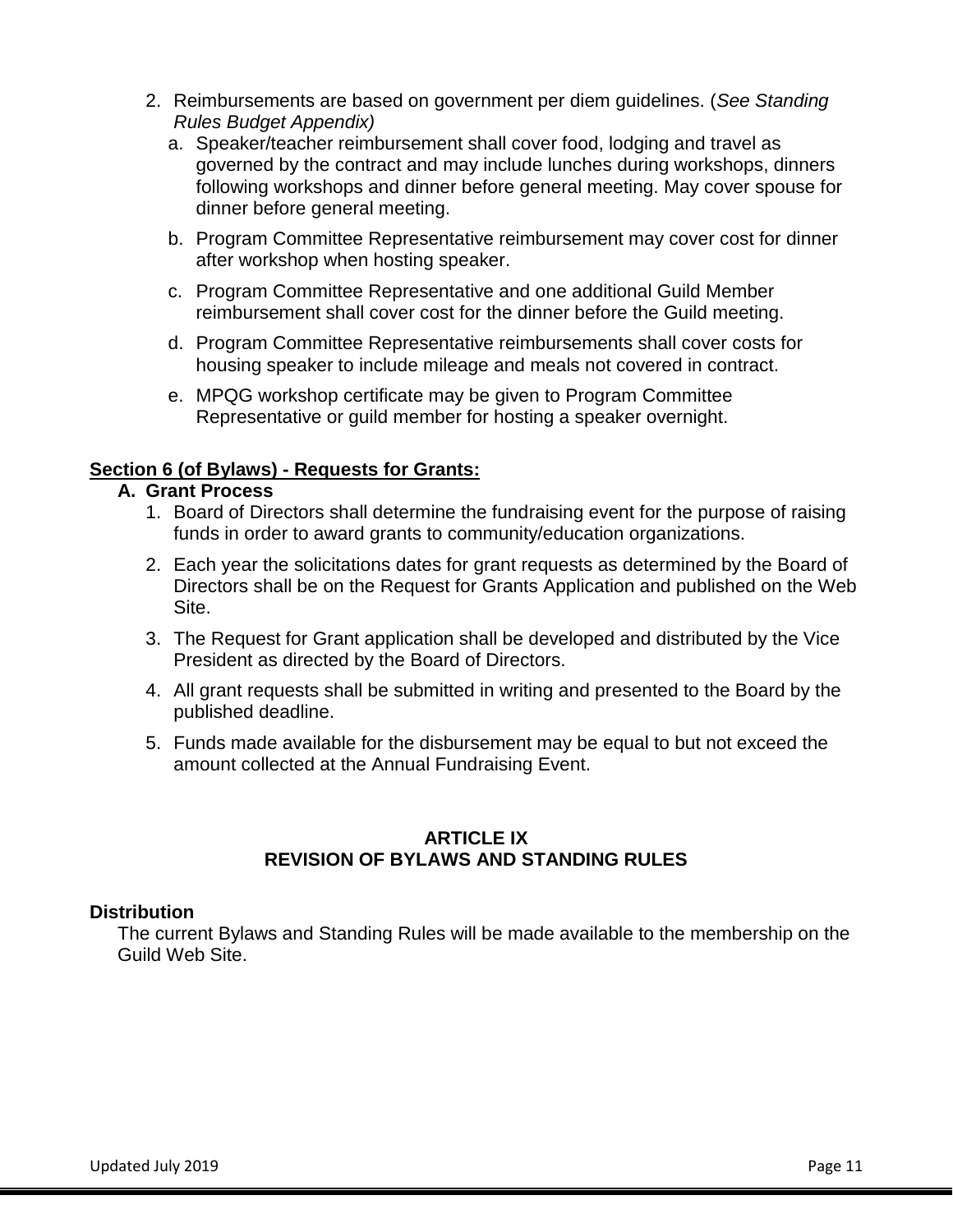2. Reimbursements are based on government per diem guidelines. (*See Standing Rules Budget Appendix)*
   a. Speaker/teacher reimbursement shall cover food, lodging and travel as governed by the contract and may include lunches during workshops, dinners following workshops and dinner before general meeting. May cover spouse for dinner before general meeting.
   b. Program Committee Representative reimbursement may cover cost for dinner after workshop when hosting speaker.
   c. Program Committee Representative and one additional Guild Member reimbursement shall cover cost for the dinner before the Guild meeting.
   d. Program Committee Representative reimbursements shall cover costs for housing speaker to include mileage and meals not covered in contract.
   e. MPQG workshop certificate may be given to Program Committee Representative or guild member for hosting a speaker overnight.

**<u>Section 6 (of Bylaws) - Requests for Grants:</u>**

**A. Grant Process**

1. Board of Directors shall determine the fundraising event for the purpose of raising funds in order to award grants to community/education organizations.
2. Each year the solicitations dates for grant requests as determined by the Board of Directors shall be on the Request for Grants Application and published on the Web Site.
3. The Request for Grant application shall be developed and distributed by the Vice President as directed by the Board of Directors.
4. All grant requests shall be submitted in writing and presented to the Board by the published deadline.
5. Funds made available for the disbursement may be equal to but not exceed the amount collected at the Annual Fundraising Event.

## ARTICLE IX
## REVISION OF BYLAWS AND STANDING RULES

**Distribution**

The current Bylaws and Standing Rules will be made available to the membership on the Guild Web Site.